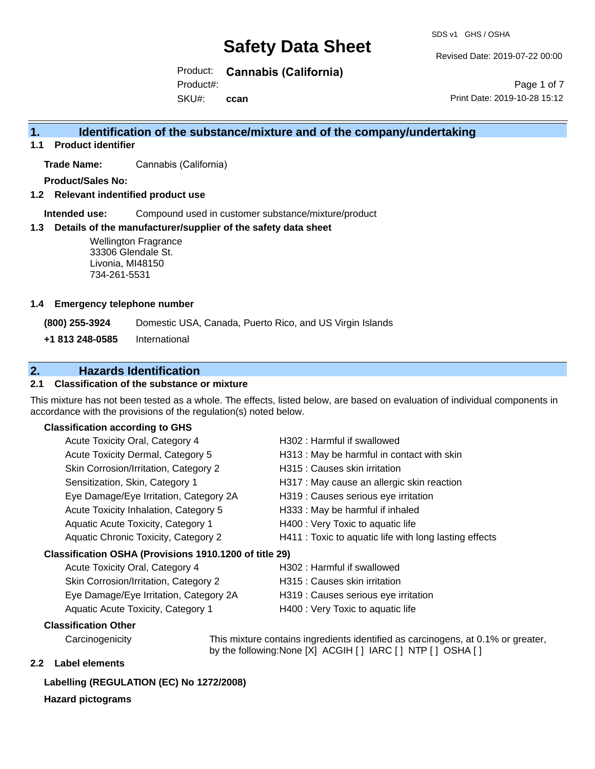# Safety Data Sheet

SDS v1 GHS / OSHA

Revised Date: 2019-07-22 00:00

Product: **Cannabis (California)**

Product#:

SKU#: **ccan**

Print Date: 2019-10-28 15:12

## 1. Identification of the substance/mixture and of the company/undertaking

### 1.1 Product identifier

**Trade Name:** Cannabis (California)

**Product/Sales No:**

### 1.2 Relevant identified product use

**Intended use:** Compound used in customer substance/mixture/product

### 1.3 Details of the manufacturer/supplier of the safety data sheet

Wellington Fragrance
33306 Glendale St.
Livonia, MI48150
734-261-5531

### 1.4 Emergency telephone number

**(800) 255-3924** Domestic USA, Canada, Puerto Rico, and US Virgin Islands

**+1 813 248-0585** International

## 2. Hazards Identification

### 2.1 Classification of the substance or mixture

This mixture has not been tested as a whole. The effects, listed below, are based on evaluation of individual components in accordance with the provisions of the regulation(s) noted below.

**Classification according to GHS**

| | |
|---|---|
| Acute Toxicity Oral, Category 4 | H302 : Harmful if swallowed |
| Acute Toxicity Dermal, Category 5 | H313 : May be harmful in contact with skin |
| Skin Corrosion/Irritation, Category 2 | H315 : Causes skin irritation |
| Sensitization, Skin, Category 1 | H317 : May cause an allergic skin reaction |
| Eye Damage/Eye Irritation, Category 2A | H319 : Causes serious eye irritation |
| Acute Toxicity Inhalation, Category 5 | H333 : May be harmful if inhaled |
| Aquatic Acute Toxicity, Category 1 | H400 : Very Toxic to aquatic life |
| Aquatic Chronic Toxicity, Category 2 | H411 : Toxic to aquatic life with long lasting effects |

**Classification OSHA (Provisions 1910.1200 of title 29)**

| | |
|---|---|
| Acute Toxicity Oral, Category 4 | H302 : Harmful if swallowed |
| Skin Corrosion/Irritation, Category 2 | H315 : Causes skin irritation |
| Eye Damage/Eye Irritation, Category 2A | H319 : Causes serious eye irritation |
| Aquatic Acute Toxicity, Category 1 | H400 : Very Toxic to aquatic life |

**Classification Other**

Carcinogenicity — This mixture contains ingredients identified as carcinogens, at 0.1% or greater, by the following:None [X] ACGIH [ ] IARC [ ] NTP [ ] OSHA [ ]

### 2.2 Label elements

**Labelling (REGULATION (EC) No 1272/2008)**

**Hazard pictograms**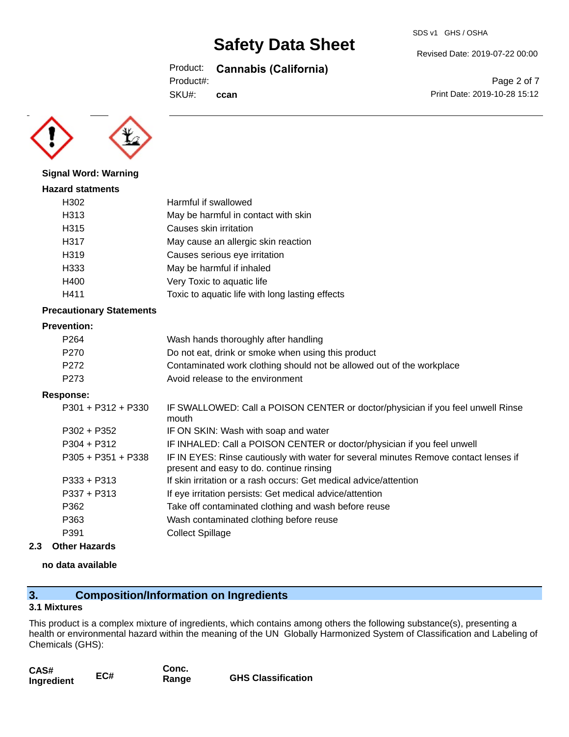**Signal Word: Warning**

**Hazard statments**

| | |
|---|---|
| H302 | Harmful if swallowed |
| H313 | May be harmful in contact with skin |
| H315 | Causes skin irritation |
| H317 | May cause an allergic skin reaction |
| H319 | Causes serious eye irritation |
| H333 | May be harmful if inhaled |
| H400 | Very Toxic to aquatic life |
| H411 | Toxic to aquatic life with long lasting effects |

**Precautionary Statements**

**Prevention:**

| | |
|---|---|
| P264 | Wash hands thoroughly after handling |
| P270 | Do not eat, drink or smoke when using this product |
| P272 | Contaminated work clothing should not be allowed out of the workplace |
| P273 | Avoid release to the environment |

**Response:**

| | |
|---|---|
| P301 + P312 + P330 | IF SWALLOWED: Call a POISON CENTER or doctor/physician if you feel unwell Rinse mouth |
| P302 + P352 | IF ON SKIN: Wash with soap and water |
| P304 + P312 | IF INHALED: Call a POISON CENTER or doctor/physician if you feel unwell |
| P305 + P351 + P338 | IF IN EYES: Rinse cautiously with water for several minutes Remove contact lenses if present and easy to do. continue rinsing |
| P333 + P313 | If skin irritation or a rash occurs: Get medical advice/attention |
| P337 + P313 | If eye irritation persists: Get medical advice/attention |
| P362 | Take off contaminated clothing and wash before reuse |
| P363 | Wash contaminated clothing before reuse |
| P391 | Collect Spillage |

### 2.3 Other Hazards

**no data available**

## 3. Composition/Information on Ingredients

### 3.1 Mixtures

This product is a complex mixture of ingredients, which contains among others the following substance(s), presenting a health or environmental hazard within the meaning of the UN Globally Harmonized System of Classification and Labeling of Chemicals (GHS):

| CAS# Ingredient | EC# | Conc. Range | GHS Classification |
|---|---|---|---|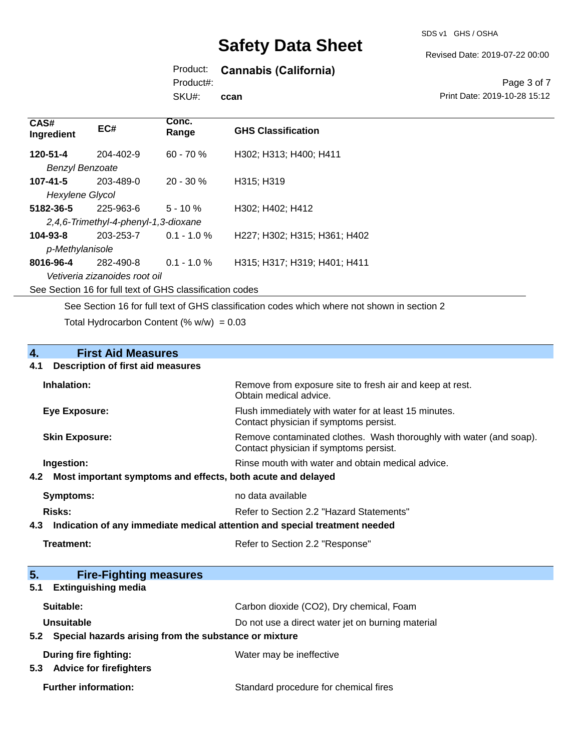| CAS# Ingredient | EC# | Conc. Range | GHS Classification |
|---|---|---|---|
| **120-51-4** | 204-402-9 | 60 - 70 % | H302; H313; H400; H411 |
| *Benzyl Benzoate* | | | |
| **107-41-5** | 203-489-0 | 20 - 30 % | H315; H319 |
| *Hexylene Glycol* | | | |
| **5182-36-5** | 225-963-6 | 5 - 10 % | H302; H402; H412 |
| *2,4,6-Trimethyl-4-phenyl-1,3-dioxane* | | | |
| **104-93-8** | 203-253-7 | 0.1 - 1.0 % | H227; H302; H315; H361; H402 |
| *p-Methylanisole* | | | |
| **8016-96-4** | 282-490-8 | 0.1 - 1.0 % | H315; H317; H319; H401; H411 |
| *Vetiveria zizanoides root oil* | | | |

See Section 16 for full text of GHS classification codes

See Section 16 for full text of GHS classification codes which where not shown in section 2

Total Hydrocarbon Content (% w/w) = 0.03

## 4. First Aid Measures

### 4.1 Description of first aid measures

**Inhalation:** Remove from exposure site to fresh air and keep at rest. Obtain medical advice.

**Eye Exposure:** Flush immediately with water for at least 15 minutes. Contact physician if symptoms persist.

**Skin Exposure:** Remove contaminated clothes. Wash thoroughly with water (and soap). Contact physician if symptoms persist.

**Ingestion:** Rinse mouth with water and obtain medical advice.

### 4.2 Most important symptoms and effects, both acute and delayed

**Symptoms:** no data available

**Risks:** Refer to Section 2.2 "Hazard Statements"

### 4.3 Indication of any immediate medical attention and special treatment needed

**Treatment:** Refer to Section 2.2 "Response"

## 5. Fire-Fighting measures

### 5.1 Extinguishing media

**Suitable:** Carbon dioxide (CO2), Dry chemical, Foam

**Unsuitable** Do not use a direct water jet on burning material

### 5.2 Special hazards arising from the substance or mixture

**During fire fighting:** Water may be ineffective

### 5.3 Advice for firefighters

**Further information:** Standard procedure for chemical fires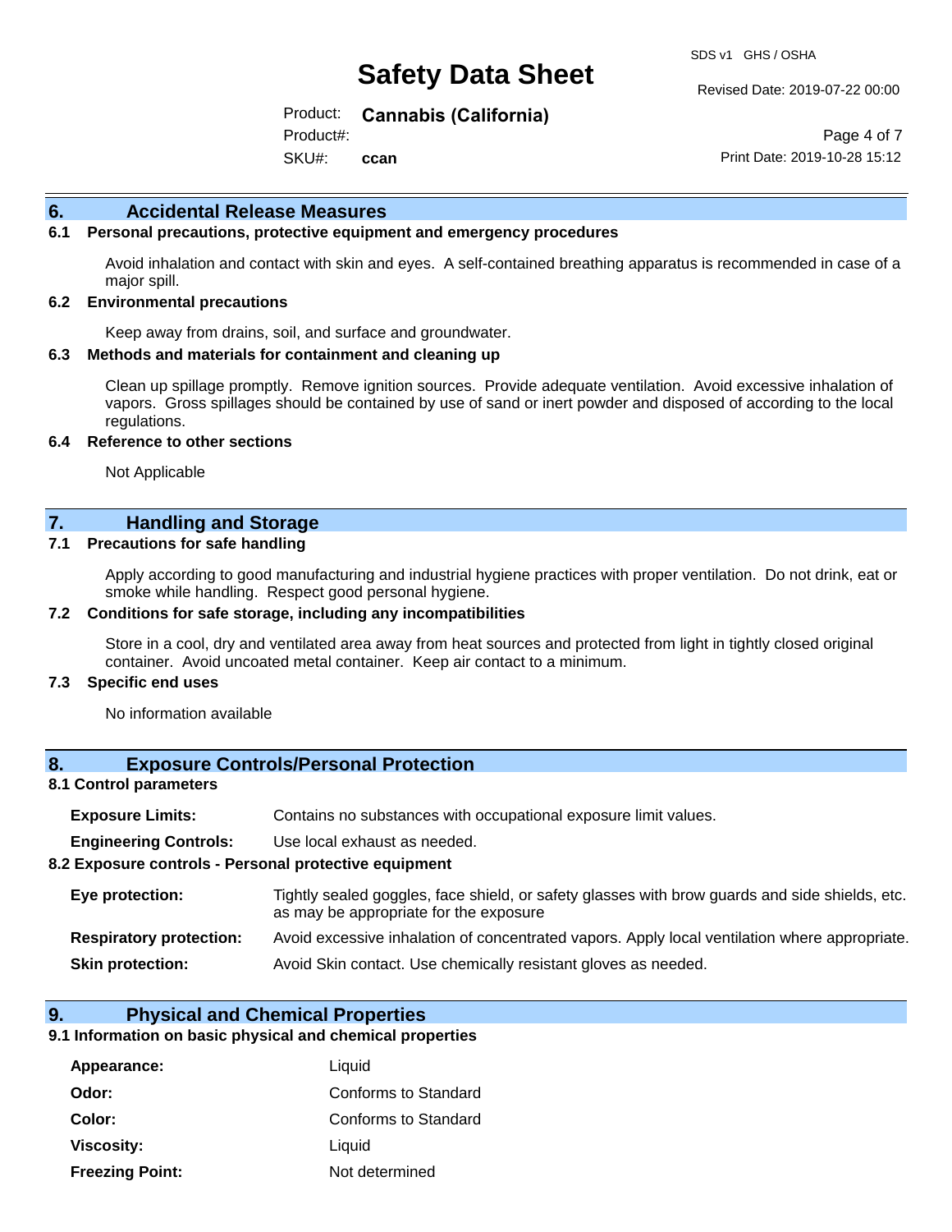## 6. Accidental Release Measures

### 6.1 Personal precautions, protective equipment and emergency procedures

Avoid inhalation and contact with skin and eyes. A self-contained breathing apparatus is recommended in case of a major spill.

### 6.2 Environmental precautions

Keep away from drains, soil, and surface and groundwater.

### 6.3 Methods and materials for containment and cleaning up

Clean up spillage promptly. Remove ignition sources. Provide adequate ventilation. Avoid excessive inhalation of vapors. Gross spillages should be contained by use of sand or inert powder and disposed of according to the local regulations.

### 6.4 Reference to other sections

Not Applicable

## 7. Handling and Storage

### 7.1 Precautions for safe handling

Apply according to good manufacturing and industrial hygiene practices with proper ventilation. Do not drink, eat or smoke while handling. Respect good personal hygiene.

### 7.2 Conditions for safe storage, including any incompatibilities

Store in a cool, dry and ventilated area away from heat sources and protected from light in tightly closed original container. Avoid uncoated metal container. Keep air contact to a minimum.

### 7.3 Specific end uses

No information available

## 8. Exposure Controls/Personal Protection

### 8.1 Control parameters

**Exposure Limits:** Contains no substances with occupational exposure limit values.

**Engineering Controls:** Use local exhaust as needed.

### 8.2 Exposure controls - Personal protective equipment

**Eye protection:** Tightly sealed goggles, face shield, or safety glasses with brow guards and side shields, etc. as may be appropriate for the exposure

**Respiratory protection:** Avoid excessive inhalation of concentrated vapors. Apply local ventilation where appropriate.

**Skin protection:** Avoid Skin contact. Use chemically resistant gloves as needed.

## 9. Physical and Chemical Properties

### 9.1 Information on basic physical and chemical properties

| | |
|---|---|
| **Appearance:** | Liquid |
| **Odor:** | Conforms to Standard |
| **Color:** | Conforms to Standard |
| **Viscosity:** | Liquid |
| **Freezing Point:** | Not determined |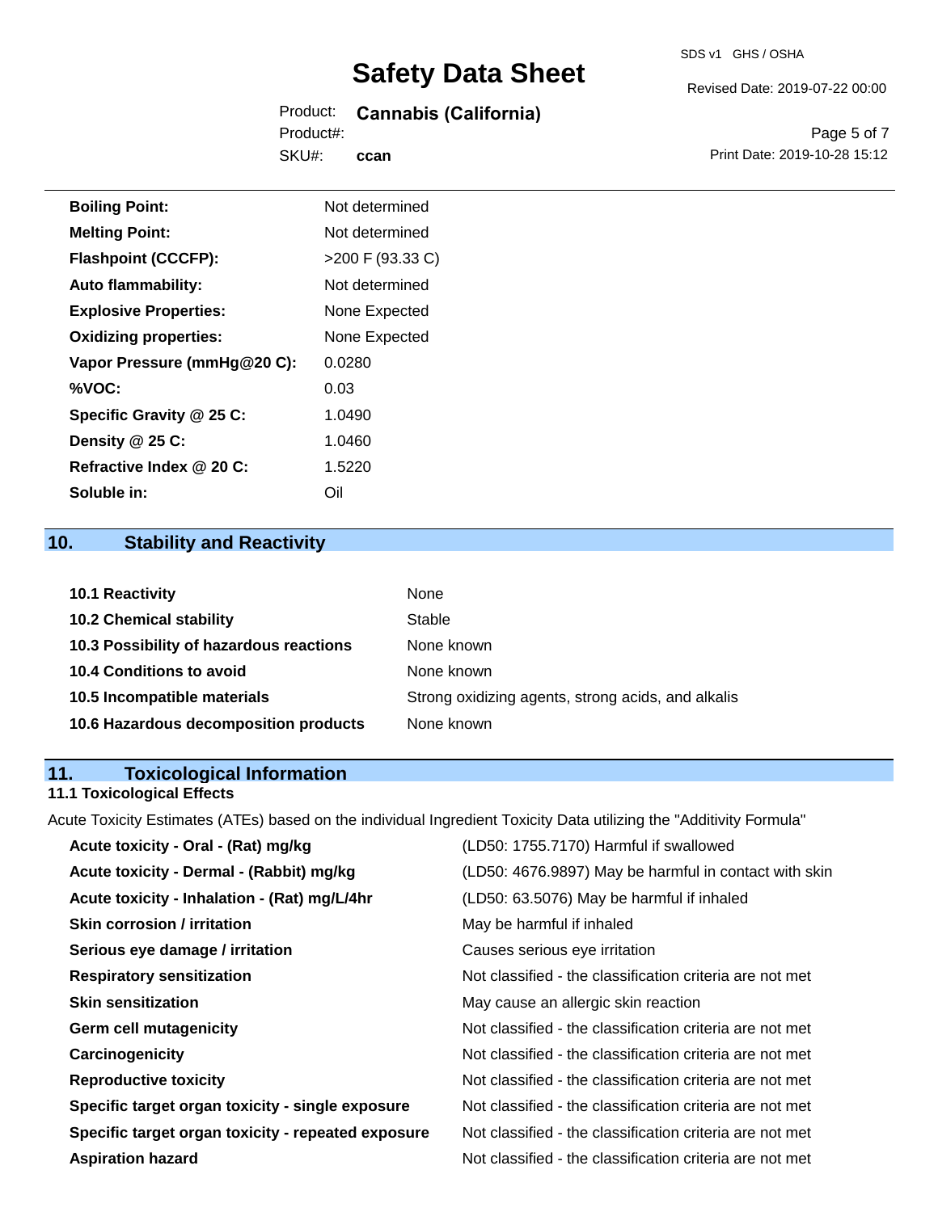| | |
|---|---|
| **Boiling Point:** | Not determined |
| **Melting Point:** | Not determined |
| **Flashpoint (CCCFP):** | >200 F (93.33 C) |
| **Auto flammability:** | Not determined |
| **Explosive Properties:** | None Expected |
| **Oxidizing properties:** | None Expected |
| **Vapor Pressure (mmHg@20 C):** | 0.0280 |
| **%VOC:** | 0.03 |
| **Specific Gravity @ 25 C:** | 1.0490 |
| **Density @ 25 C:** | 1.0460 |
| **Refractive Index @ 20 C:** | 1.5220 |
| **Soluble in:** | Oil |

## 10. Stability and Reactivity

| | |
|---|---|
| **10.1 Reactivity** | None |
| **10.2 Chemical stability** | Stable |
| **10.3 Possibility of hazardous reactions** | None known |
| **10.4 Conditions to avoid** | None known |
| **10.5 Incompatible materials** | Strong oxidizing agents, strong acids, and alkalis |
| **10.6 Hazardous decomposition products** | None known |

## 11. Toxicological Information

### 11.1 Toxicological Effects

Acute Toxicity Estimates (ATEs) based on the individual Ingredient Toxicity Data utilizing the "Additivity Formula"

| | |
|---|---|
| **Acute toxicity - Oral - (Rat) mg/kg** | (LD50: 1755.7170) Harmful if swallowed |
| **Acute toxicity - Dermal - (Rabbit) mg/kg** | (LD50: 4676.9897) May be harmful in contact with skin |
| **Acute toxicity - Inhalation - (Rat) mg/L/4hr** | (LD50: 63.5076) May be harmful if inhaled |
| **Skin corrosion / irritation** | May be harmful if inhaled |
| **Serious eye damage / irritation** | Causes serious eye irritation |
| **Respiratory sensitization** | Not classified - the classification criteria are not met |
| **Skin sensitization** | May cause an allergic skin reaction |
| **Germ cell mutagenicity** | Not classified - the classification criteria are not met |
| **Carcinogenicity** | Not classified - the classification criteria are not met |
| **Reproductive toxicity** | Not classified - the classification criteria are not met |
| **Specific target organ toxicity - single exposure** | Not classified - the classification criteria are not met |
| **Specific target organ toxicity - repeated exposure** | Not classified - the classification criteria are not met |
| **Aspiration hazard** | Not classified - the classification criteria are not met |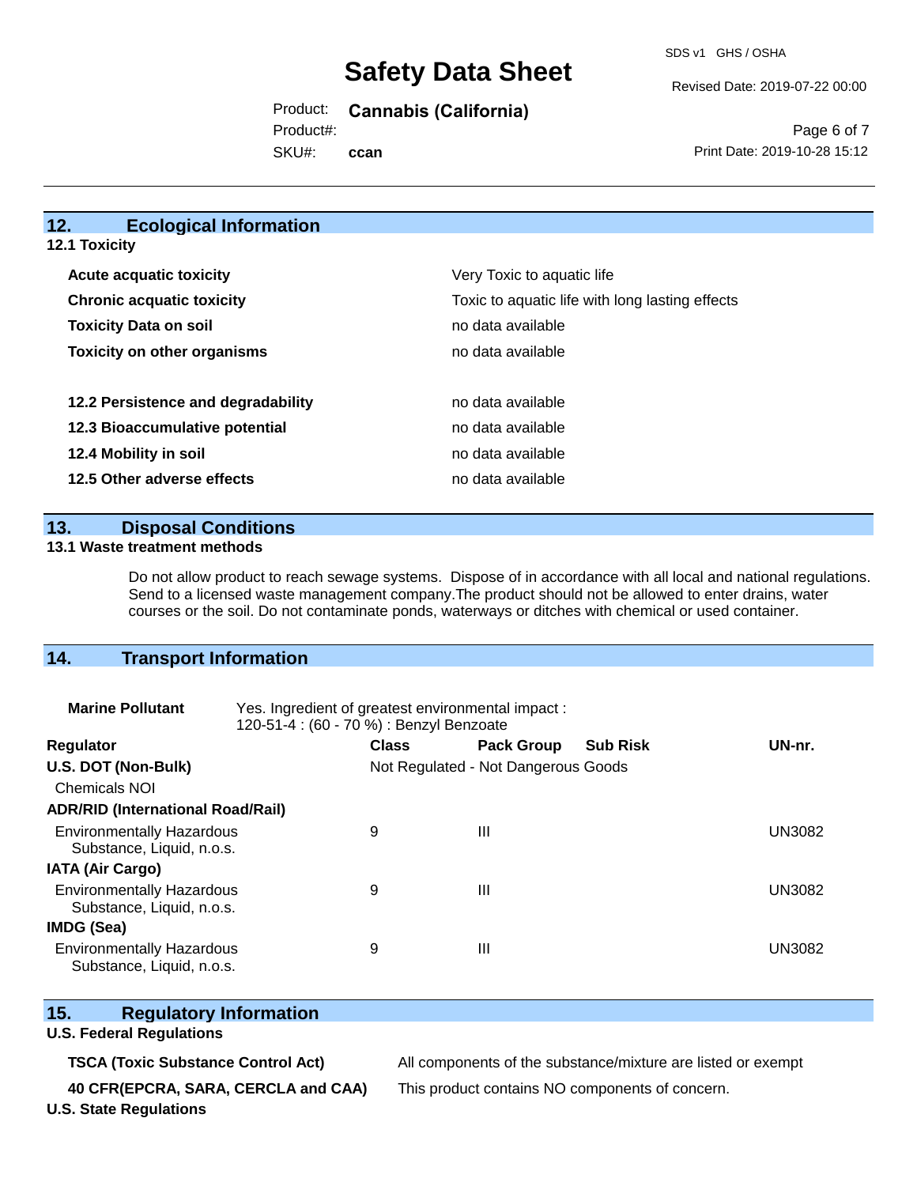## 12. Ecological Information

### 12.1 Toxicity

| | |
|---|---|
| **Acute acquatic toxicity** | Very Toxic to aquatic life |
| **Chronic acquatic toxicity** | Toxic to aquatic life with long lasting effects |
| **Toxicity Data on soil** | no data available |
| **Toxicity on other organisms** | no data available |

| | |
|---|---|
| **12.2 Persistence and degradability** | no data available |
| **12.3 Bioaccumulative potential** | no data available |
| **12.4 Mobility in soil** | no data available |
| **12.5 Other adverse effects** | no data available |

## 13. Disposal Conditions

### 13.1 Waste treatment methods

Do not allow product to reach sewage systems. Dispose of in accordance with all local and national regulations. Send to a licensed waste management company.The product should not be allowed to enter drains, water courses or the soil. Do not contaminate ponds, waterways or ditches with chemical or used container.

## 14. Transport Information

**Marine Pollutant** Yes. Ingredient of greatest environmental impact : 120-51-4 : (60 - 70 %) : Benzyl Benzoate

| Regulator | Class | Pack Group | Sub Risk | UN-nr. |
|---|---|---|---|---|
| **U.S. DOT (Non-Bulk)** | Not Regulated - Not Dangerous Goods | | | |
| Chemicals NOI | | | | |
| **ADR/RID (International Road/Rail)** | | | | |
| Environmentally Hazardous Substance, Liquid, n.o.s. | 9 | III | | UN3082 |
| **IATA (Air Cargo)** | | | | |
| Environmentally Hazardous Substance, Liquid, n.o.s. | 9 | III | | UN3082 |
| **IMDG (Sea)** | | | | |
| Environmentally Hazardous Substance, Liquid, n.o.s. | 9 | III | | UN3082 |

## 15. Regulatory Information

### U.S. Federal Regulations

| | |
|---|---|
| **TSCA (Toxic Substance Control Act)** | All components of the substance/mixture are listed or exempt |
| **40 CFR(EPCRA, SARA, CERCLA and CAA)** | This product contains NO components of concern. |

### U.S. State Regulations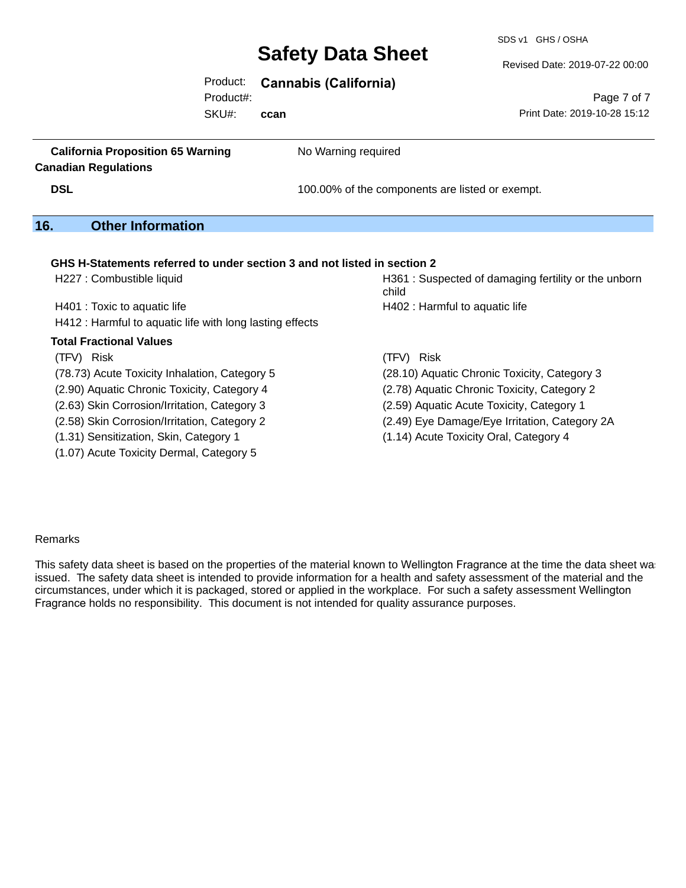**California Proposition 65 Warning** No Warning required

**Canadian Regulations**

**DSL** 100.00% of the components are listed or exempt.

## 16. Other Information

**GHS H-Statements referred to under section 3 and not listed in section 2**

H227 : Combustible liquid

H361 : Suspected of damaging fertility or the unborn child

H401 : Toxic to aquatic life

H402 : Harmful to aquatic life

H412 : Harmful to aquatic life with long lasting effects

**Total Fractional Values**

| (TFV) Risk | (TFV) Risk |
|---|---|
| (78.73) Acute Toxicity Inhalation, Category 5 | (28.10) Aquatic Chronic Toxicity, Category 3 |
| (2.90) Aquatic Chronic Toxicity, Category 4 | (2.78) Aquatic Chronic Toxicity, Category 2 |
| (2.63) Skin Corrosion/Irritation, Category 3 | (2.59) Aquatic Acute Toxicity, Category 1 |
| (2.58) Skin Corrosion/Irritation, Category 2 | (2.49) Eye Damage/Eye Irritation, Category 2A |
| (1.31) Sensitization, Skin, Category 1 | (1.14) Acute Toxicity Oral, Category 4 |
| (1.07) Acute Toxicity Dermal, Category 5 | |

Remarks

This safety data sheet is based on the properties of the material known to Wellington Fragrance at the time the data sheet was issued. The safety data sheet is intended to provide information for a health and safety assessment of the material and the circumstances, under which it is packaged, stored or applied in the workplace. For such a safety assessment Wellington Fragrance holds no responsibility. This document is not intended for quality assurance purposes.